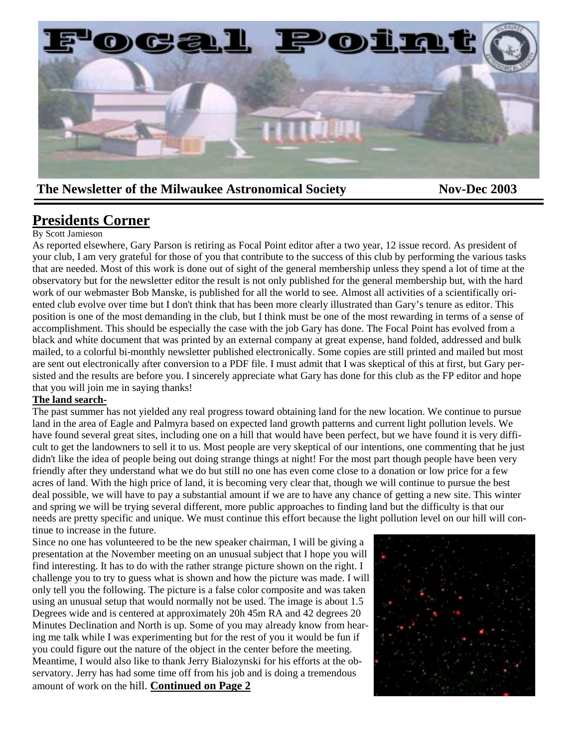# Focal Point

**The Newsletter of the Milwaukee Astronomical Society** **Nov-Dec 2003**

## Presidents Corner

By Scott Jamieson

As reported elsewhere, Gary Parson is retiring as Focal Point editor after a two year, 12 issue record. As president of your club, I am very grateful for those of you that contribute to the success of this club by performing the various tasks that are needed. Most of this work is done out of sight of the general membership unless they spend a lot of time at the observatory but for the newsletter editor the result is not only published for the general membership but, with the hard work of our webmaster Bob Manske, is published for all the world to see. Almost all activities of a scientifically oriented club evolve over time but I don't think that has been more clearly illustrated than Gary's tenure as editor. This position is one of the most demanding in the club, but I think must be one of the most rewarding in terms of a sense of accomplishment. This should be especially the case with the job Gary has done. The Focal Point has evolved from a black and white document that was printed by an external company at great expense, hand folded, addressed and bulk mailed, to a colorful bi-monthly newsletter published electronically. Some copies are still printed and mailed but most are sent out electronically after conversion to a PDF file. I must admit that I was skeptical of this at first, but Gary persisted and the results are before you. I sincerely appreciate what Gary has done for this club as the FP editor and hope that you will join me in saying thanks!

**The land search-**

The past summer has not yielded any real progress toward obtaining land for the new location. We continue to pursue land in the area of Eagle and Palmyra based on expected land growth patterns and current light pollution levels. We have found several great sites, including one on a hill that would have been perfect, but we have found it is very difficult to get the landowners to sell it to us. Most people are very skeptical of our intentions, one commenting that he just didn't like the idea of people being out doing strange things at night! For the most part though people have been very friendly after they understand what we do but still no one has even come close to a donation or low price for a few acres of land. With the high price of land, it is becoming very clear that, though we will continue to pursue the best deal possible, we will have to pay a substantial amount if we are to have any chance of getting a new site. This winter and spring we will be trying several different, more public approaches to finding land but the difficulty is that our needs are pretty specific and unique. We must continue this effort because the light pollution level on our hill will continue to increase in the future.

Since no one has volunteered to be the new speaker chairman, I will be giving a presentation at the November meeting on an unusual subject that I hope you will find interesting. It has to do with the rather strange picture shown on the right. I challenge you to try to guess what is shown and how the picture was made. I will only tell you the following. The picture is a false color composite and was taken using an unusual setup that would normally not be used. The image is about 1.5 Degrees wide and is centered at approximately 20h 45m RA and 42 degrees 20 Minutes Declination and North is up. Some of you may already know from hearing me talk while I was experimenting but for the rest of you it would be fun if you could figure out the nature of the object in the center before the meeting. Meantime, I would also like to thank Jerry Bialozynski for his efforts at the observatory. Jerry has had some time off from his job and is doing a tremendous amount of work on the hill. **Continued on Page 2**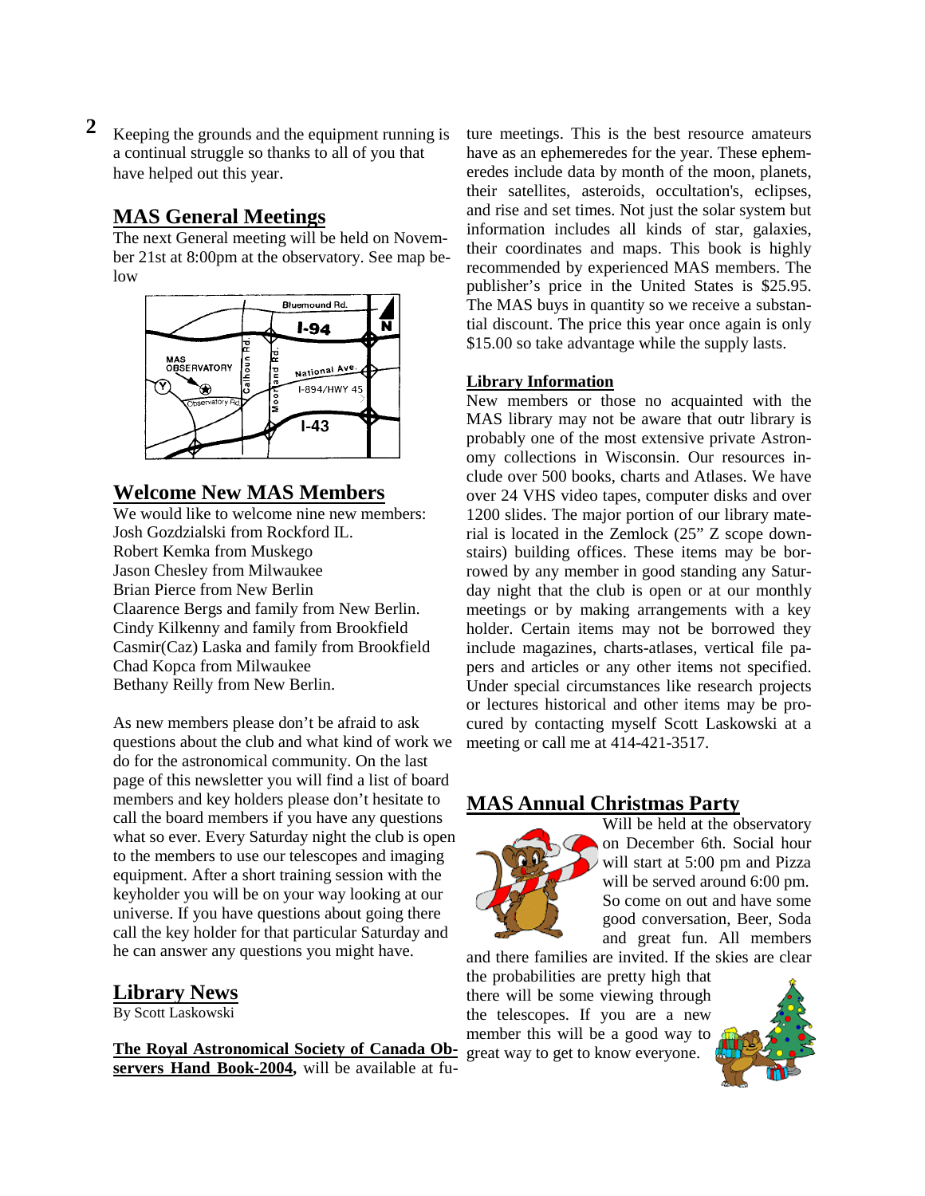Keeping the grounds and the equipment running is a continual struggle so thanks to all of you that have helped out this year.

## MAS General Meetings

The next General meeting will be held on November 21st at 8:00pm at the observatory. See map below

## Welcome New MAS Members

We would like to welcome nine new members:
Josh Gozdzialski from Rockford IL.
Robert Kemka from Muskego
Jason Chesley from Milwaukee
Brian Pierce from New Berlin
Claarence Bergs and family from New Berlin.
Cindy Kilkenny and family from Brookfield
Casmir(Caz) Laska and family from Brookfield
Chad Kopca from Milwaukee
Bethany Reilly from New Berlin.

As new members please don't be afraid to ask questions about the club and what kind of work we do for the astronomical community. On the last page of this newsletter you will find a list of board members and key holders please don't hesitate to call the board members if you have any questions what so ever. Every Saturday night the club is open to the members to use our telescopes and imaging equipment. After a short training session with the keyholder you will be on your way looking at our universe. If you have questions about going there call the key holder for that particular Saturday and he can answer any questions you might have.

## Library News

By Scott Laskowski

**The Royal Astronomical Society of Canada Observers Hand Book-2004,** will be available at future meetings. This is the best resource amateurs have as an ephemeredes for the year. These ephemeredes include data by month of the moon, planets, their satellites, asteroids, occultation's, eclipses, and rise and set times. Not just the solar system but information includes all kinds of star, galaxies, their coordinates and maps. This book is highly recommended by experienced MAS members. The publisher's price in the United States is $25.95. The MAS buys in quantity so we receive a substantial discount. The price this year once again is only $15.00 so take advantage while the supply lasts.

**Library Information**

New members or those no acquainted with the MAS library may not be aware that outr library is probably one of the most extensive private Astronomy collections in Wisconsin. Our resources include over 500 books, charts and Atlases. We have over 24 VHS video tapes, computer disks and over 1200 slides. The major portion of our library material is located in the Zemlock (25" Z scope downstairs) building offices. These items may be borrowed by any member in good standing any Saturday night that the club is open or at our monthly meetings or by making arrangements with a key holder. Certain items may not be borrowed they include magazines, charts-atlases, vertical file papers and articles or any other items not specified. Under special circumstances like research projects or lectures historical and other items may be procured by contacting myself Scott Laskowski at a meeting or call me at 414-421-3517.

## MAS Annual Christmas Party

Will be held at the observatory on December 6th. Social hour will start at 5:00 pm and Pizza will be served around 6:00 pm. So come on out and have some good conversation, Beer, Soda and great fun. All members and there families are invited. If the skies are clear the probabilities are pretty high that there will be some viewing through the telescopes. If you are a new member this will be a good way to great way to get to know everyone.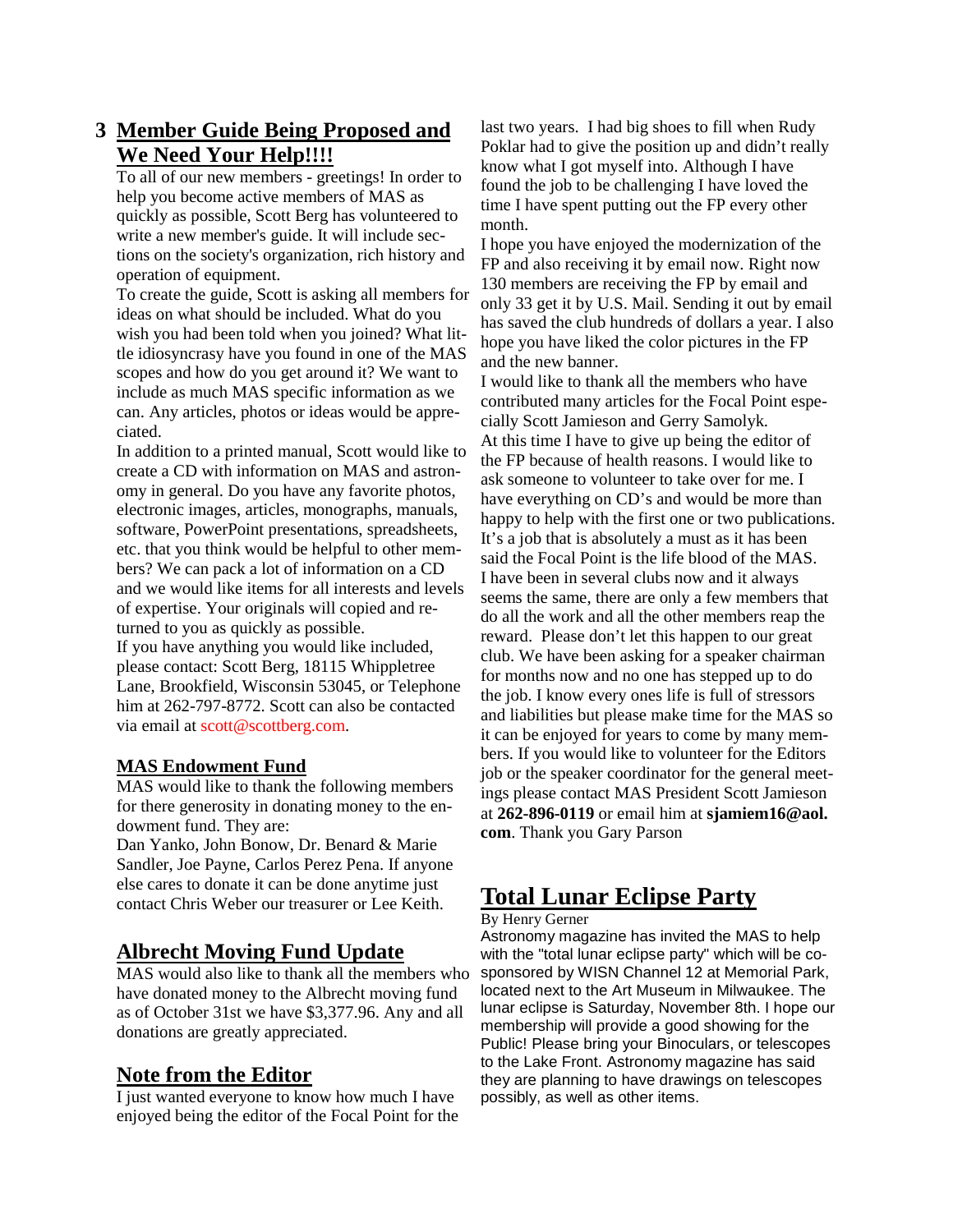## Member Guide Being Proposed and We Need Your Help!!!!

To all of our new members - greetings! In order to help you become active members of MAS as quickly as possible, Scott Berg has volunteered to write a new member's guide. It will include sections on the society's organization, rich history and operation of equipment.

To create the guide, Scott is asking all members for ideas on what should be included. What do you wish you had been told when you joined? What little idiosyncrasy have you found in one of the MAS scopes and how do you get around it? We want to include as much MAS specific information as we can. Any articles, photos or ideas would be appreciated.

In addition to a printed manual, Scott would like to create a CD with information on MAS and astronomy in general. Do you have any favorite photos, electronic images, articles, monographs, manuals, software, PowerPoint presentations, spreadsheets, etc. that you think would be helpful to other members? We can pack a lot of information on a CD and we would like items for all interests and levels of expertise. Your originals will copied and returned to you as quickly as possible.

If you have anything you would like included, please contact: Scott Berg, 18115 Whippletree Lane, Brookfield, Wisconsin 53045, or Telephone him at 262-797-8772. Scott can also be contacted via email at scott@scottberg.com.

### MAS Endowment Fund

MAS would like to thank the following members for there generosity in donating money to the endowment fund. They are:

Dan Yanko, John Bonow, Dr. Benard & Marie Sandler, Joe Payne, Carlos Perez Pena. If anyone else cares to donate it can be done anytime just contact Chris Weber our treasurer or Lee Keith.

## Albrecht Moving Fund Update

MAS would also like to thank all the members who have donated money to the Albrecht moving fund as of October 31st we have $3,377.96. Any and all donations are greatly appreciated.

## Note from the Editor

I just wanted everyone to know how much I have enjoyed being the editor of the Focal Point for the last two years. I had big shoes to fill when Rudy Poklar had to give the position up and didn't really know what I got myself into. Although I have found the job to be challenging I have loved the time I have spent putting out the FP every other month.

I hope you have enjoyed the modernization of the FP and also receiving it by email now. Right now 130 members are receiving the FP by email and only 33 get it by U.S. Mail. Sending it out by email has saved the club hundreds of dollars a year. I also hope you have liked the color pictures in the FP and the new banner.

I would like to thank all the members who have contributed many articles for the Focal Point especially Scott Jamieson and Gerry Samolyk.

At this time I have to give up being the editor of the FP because of health reasons. I would like to ask someone to volunteer to take over for me. I have everything on CD's and would be more than happy to help with the first one or two publications. It's a job that is absolutely a must as it has been said the Focal Point is the life blood of the MAS.

I have been in several clubs now and it always seems the same, there are only a few members that do all the work and all the other members reap the reward. Please don't let this happen to our great club. We have been asking for a speaker chairman for months now and no one has stepped up to do the job. I know every ones life is full of stressors and liabilities but please make time for the MAS so it can be enjoyed for years to come by many members. If you would like to volunteer for the Editors job or the speaker coordinator for the general meetings please contact MAS President Scott Jamieson at **262-896-0119** or email him at **sjamiem16@aol.com**. Thank you Gary Parson

## Total Lunar Eclipse Party

By Henry Gerner

Astronomy magazine has invited the MAS to help with the "total lunar eclipse party" which will be co-sponsored by WISN Channel 12 at Memorial Park, located next to the Art Museum in Milwaukee. The lunar eclipse is Saturday, November 8th. I hope our membership will provide a good showing for the Public! Please bring your Binoculars, or telescopes to the Lake Front. Astronomy magazine has said they are planning to have drawings on telescopes possibly, as well as other items.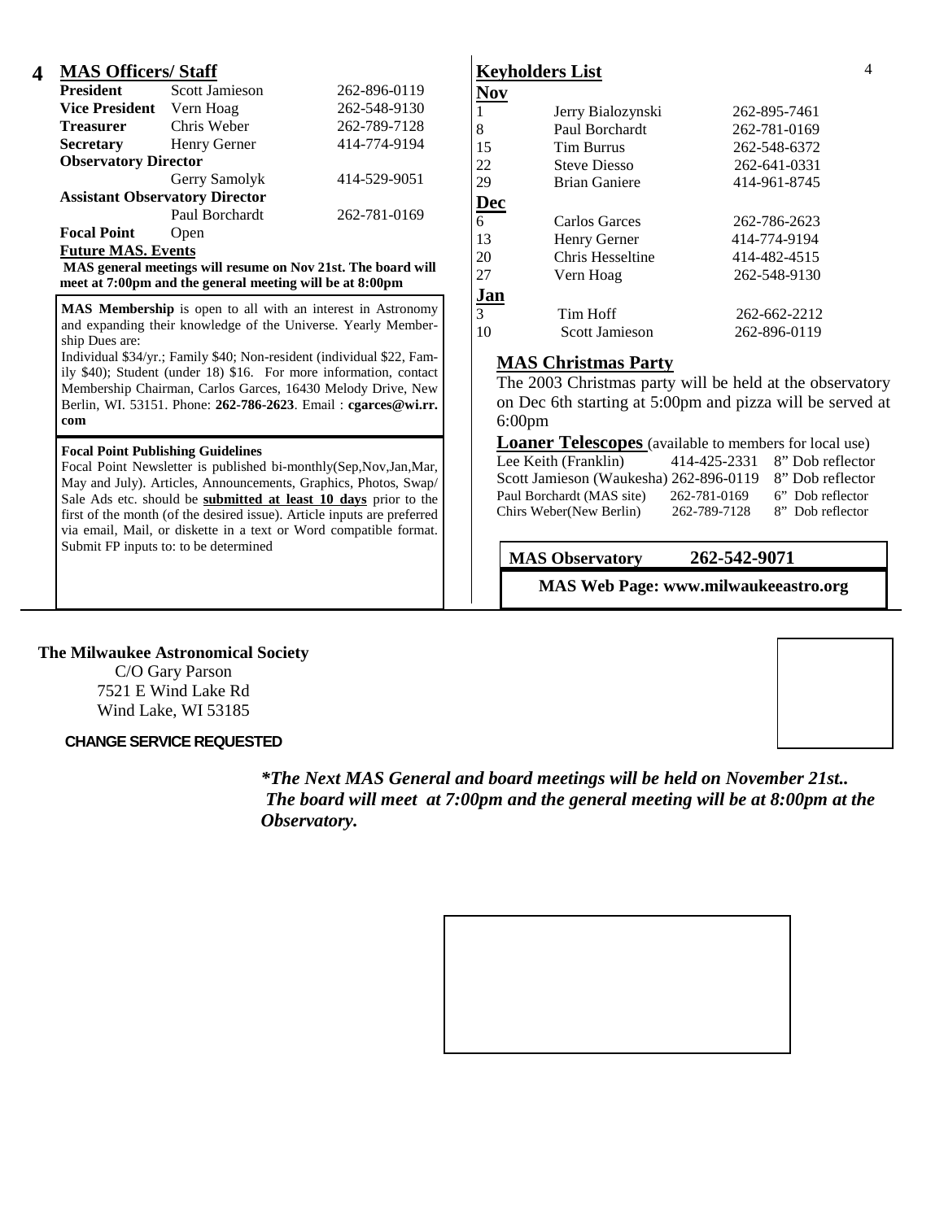## MAS Officers/ Staff

| | | |
|---|---|---|
| **President** | Scott Jamieson | 262-896-0119 |
| **Vice President** | Vern Hoag | 262-548-9130 |
| **Treasurer** | Chris Weber | 262-789-7128 |
| **Secretary** | Henry Gerner | 414-774-9194 |
| **Observatory Director** | | |
| | Gerry Samolyk | 414-529-9051 |
| **Assistant Observatory Director** | | |
| | Paul Borchardt | 262-781-0169 |
| **Focal Point** | Open | |

**Future MAS. Events**

**MAS general meetings will resume on Nov 21st. The board will meet at 7:00pm and the general meeting will be at 8:00pm**

**MAS Membership** is open to all with an interest in Astronomy and expanding their knowledge of the Universe. Yearly Membership Dues are:

Individual $34/yr.; Family $40; Non-resident (individual $22, Family $40); Student (under 18) $16. For more information, contact Membership Chairman, Carlos Garces, 16430 Melody Drive, New Berlin, WI. 53151. Phone: **262-786-2623**. Email : **cgarces@wi.rr.com**

**Focal Point Publishing Guidelines**

Focal Point Newsletter is published bi-monthly(Sep,Nov,Jan,Mar, May and July). Articles, Announcements, Graphics, Photos, Swap/Sale Ads etc. should be **submitted at least 10 days** prior to the first of the month (of the desired issue). Article inputs are preferred via email, Mail, or diskette in a text or Word compatible format. Submit FP inputs to: to be determined

## Keyholders List

| | | |
|---|---|---|
| **Nov** | | |
| 1 | Jerry Bialozynski | 262-895-7461 |
| 8 | Paul Borchardt | 262-781-0169 |
| 15 | Tim Burrus | 262-548-6372 |
| 22 | Steve Diesso | 262-641-0331 |
| 29 | Brian Ganiere | 414-961-8745 |
| **Dec** | | |
| 6 | Carlos Garces | 262-786-2623 |
| 13 | Henry Gerner | 414-774-9194 |
| 20 | Chris Hesseltine | 414-482-4515 |
| 27 | Vern Hoag | 262-548-9130 |
| **Jan** | | |
| 3 | Tim Hoff | 262-662-2212 |
| 10 | Scott Jamieson | 262-896-0119 |

## MAS Christmas Party

The 2003 Christmas party will be held at the observatory on Dec 6th starting at 5:00pm and pizza will be served at 6:00pm

**Loaner Telescopes** (available to members for local use)

| | | |
|---|---|---|
| Lee Keith (Franklin) | 414-425-2331 | 8" Dob reflector |
| Scott Jamieson (Waukesha) | 262-896-0119 | 8" Dob reflector |
| Paul Borchardt (MAS site) | 262-781-0169 | 6" Dob reflector |
| Chirs Weber(New Berlin) | 262-789-7128 | 8" Dob reflector |

**MAS Observatory** **262-542-9071**

**MAS Web Page: www.milwaukeeastro.org**

**The Milwaukee Astronomical Society**
C/O Gary Parson
7521 E Wind Lake Rd
Wind Lake, WI 53185

**CHANGE SERVICE REQUESTED**

***The Next MAS General and board meetings will be held on November 21st.. The board will meet at 7:00pm and the general meeting will be at 8:00pm at the Observatory.***